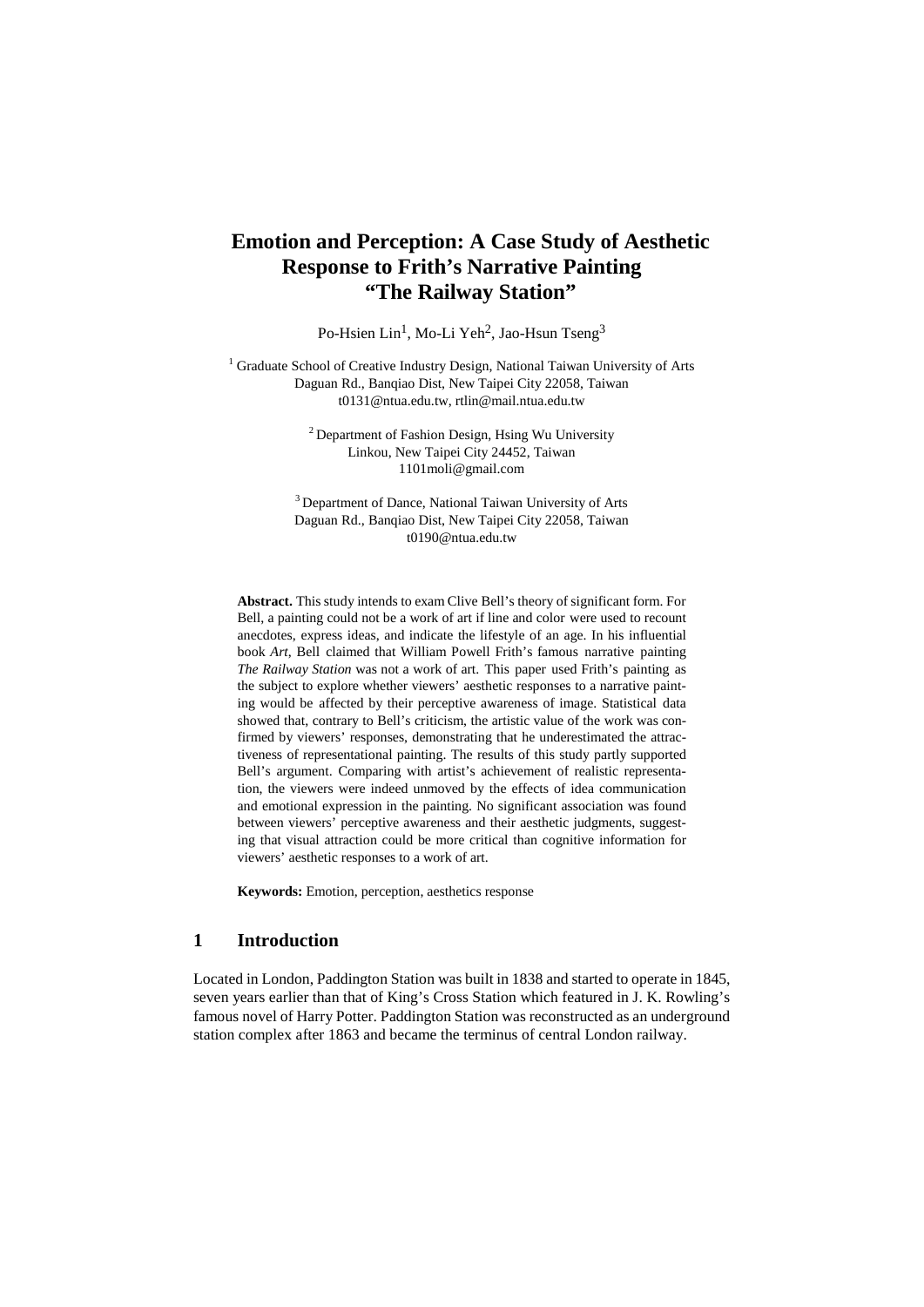# Emotion and Perception: A Case Study of Aesthetic Response to Frith's Narrative Painting "The Railway Station"

Po-Hsien Lin[1], Mo-Li Yeh[2], Jao-Hsun Tseng[3]

[1] Graduate School of Creative Industry Design, National Taiwan University of Arts
Daguan Rd., Banqiao Dist, New Taipei City 22058, Taiwan
t0131@ntua.edu.tw, rtlin@mail.ntua.edu.tw

[2] Department of Fashion Design, Hsing Wu University
Linkou, New Taipei City 24452, Taiwan
1101moli@gmail.com

[3] Department of Dance, National Taiwan University of Arts
Daguan Rd., Banqiao Dist, New Taipei City 22058, Taiwan
t0190@ntua.edu.tw

**Abstract.** This study intends to exam Clive Bell's theory of significant form. For Bell, a painting could not be a work of art if line and color were used to recount anecdotes, express ideas, and indicate the lifestyle of an age. In his influential book *Art*, Bell claimed that William Powell Frith's famous narrative painting *The Railway Station* was not a work of art. This paper used Frith's painting as the subject to explore whether viewers' aesthetic responses to a narrative painting would be affected by their perceptive awareness of image. Statistical data showed that, contrary to Bell's criticism, the artistic value of the work was confirmed by viewers' responses, demonstrating that he underestimated the attractiveness of representational painting. The results of this study partly supported Bell's argument. Comparing with artist's achievement of realistic representation, the viewers were indeed unmoved by the effects of idea communication and emotional expression in the painting. No significant association was found between viewers' perceptive awareness and their aesthetic judgments, suggesting that visual attraction could be more critical than cognitive information for viewers' aesthetic responses to a work of art.

**Keywords:** Emotion, perception, aesthetics response

## 1 Introduction

Located in London, Paddington Station was built in 1838 and started to operate in 1845, seven years earlier than that of King's Cross Station which featured in J. K. Rowling's famous novel of Harry Potter. Paddington Station was reconstructed as an underground station complex after 1863 and became the terminus of central London railway.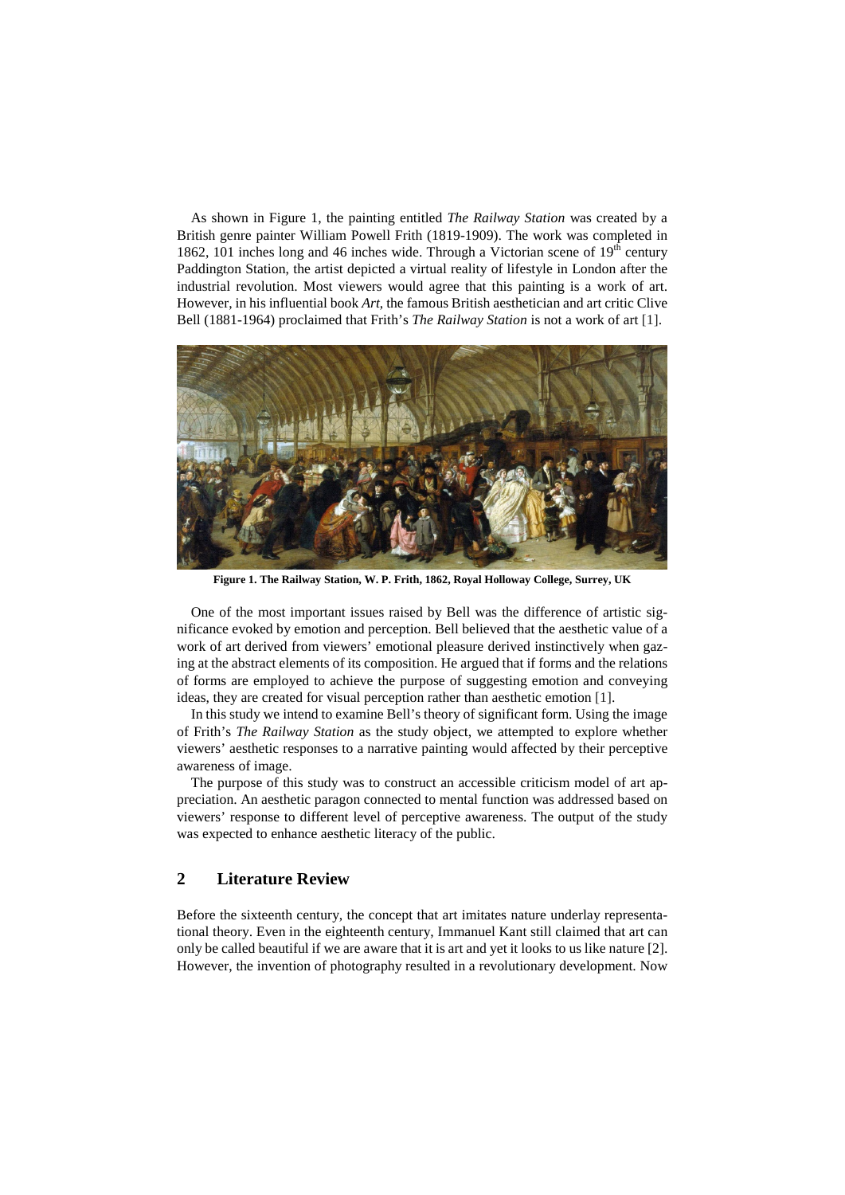As shown in Figure 1, the painting entitled *The Railway Station* was created by a British genre painter William Powell Frith (1819-1909). The work was completed in 1862, 101 inches long and 46 inches wide. Through a Victorian scene of $19^{th}$ century Paddington Station, the artist depicted a virtual reality of lifestyle in London after the industrial revolution. Most viewers would agree that this painting is a work of art. However, in his influential book *Art*, the famous British aesthetician and art critic Clive Bell (1881-1964) proclaimed that Frith's *The Railway Station* is not a work of art [1].

**Figure 1. The Railway Station, W. P. Frith, 1862, Royal Holloway College, Surrey, UK**

One of the most important issues raised by Bell was the difference of artistic significance evoked by emotion and perception. Bell believed that the aesthetic value of a work of art derived from viewers' emotional pleasure derived instinctively when gazing at the abstract elements of its composition. He argued that if forms and the relations of forms are employed to achieve the purpose of suggesting emotion and conveying ideas, they are created for visual perception rather than aesthetic emotion [1].

In this study we intend to examine Bell's theory of significant form. Using the image of Frith's *The Railway Station* as the study object, we attempted to explore whether viewers' aesthetic responses to a narrative painting would affected by their perceptive awareness of image.

The purpose of this study was to construct an accessible criticism model of art appreciation. An aesthetic paragon connected to mental function was addressed based on viewers' response to different level of perceptive awareness. The output of the study was expected to enhance aesthetic literacy of the public.

## 2 Literature Review

Before the sixteenth century, the concept that art imitates nature underlay representational theory. Even in the eighteenth century, Immanuel Kant still claimed that art can only be called beautiful if we are aware that it is art and yet it looks to us like nature [2]. However, the invention of photography resulted in a revolutionary development. Now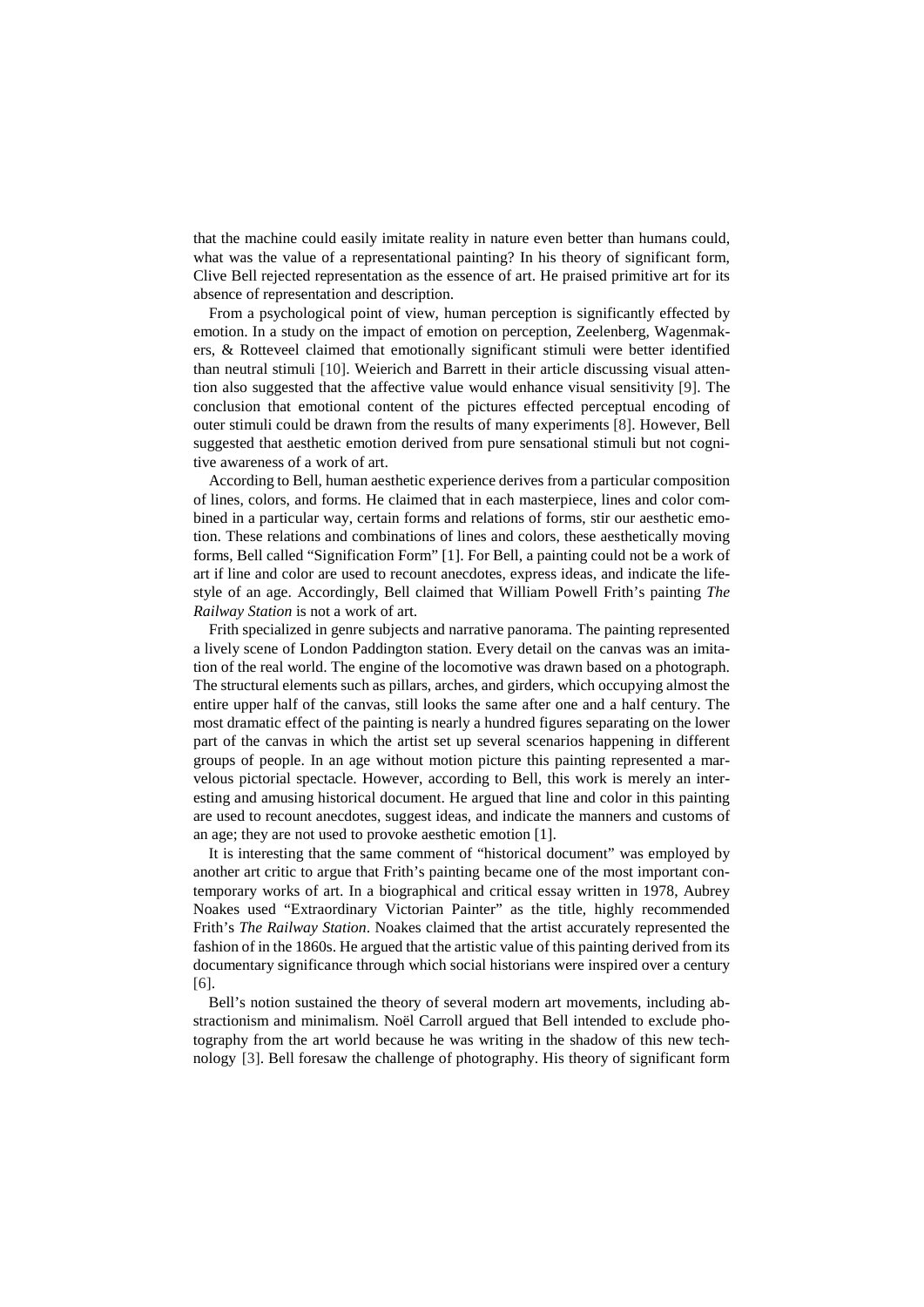that the machine could easily imitate reality in nature even better than humans could, what was the value of a representational painting? In his theory of significant form, Clive Bell rejected representation as the essence of art. He praised primitive art for its absence of representation and description.

From a psychological point of view, human perception is significantly effected by emotion. In a study on the impact of emotion on perception, Zeelenberg, Wagenmakers, & Rotteveel claimed that emotionally significant stimuli were better identified than neutral stimuli [10]. Weierich and Barrett in their article discussing visual attention also suggested that the affective value would enhance visual sensitivity [9]. The conclusion that emotional content of the pictures effected perceptual encoding of outer stimuli could be drawn from the results of many experiments [8]. However, Bell suggested that aesthetic emotion derived from pure sensational stimuli but not cognitive awareness of a work of art.

According to Bell, human aesthetic experience derives from a particular composition of lines, colors, and forms. He claimed that in each masterpiece, lines and color combined in a particular way, certain forms and relations of forms, stir our aesthetic emotion. These relations and combinations of lines and colors, these aesthetically moving forms, Bell called "Signification Form" [1]. For Bell, a painting could not be a work of art if line and color are used to recount anecdotes, express ideas, and indicate the lifestyle of an age. Accordingly, Bell claimed that William Powell Frith's painting *The Railway Station* is not a work of art.

Frith specialized in genre subjects and narrative panorama. The painting represented a lively scene of London Paddington station. Every detail on the canvas was an imitation of the real world. The engine of the locomotive was drawn based on a photograph. The structural elements such as pillars, arches, and girders, which occupying almost the entire upper half of the canvas, still looks the same after one and a half century. The most dramatic effect of the painting is nearly a hundred figures separating on the lower part of the canvas in which the artist set up several scenarios happening in different groups of people. In an age without motion picture this painting represented a marvelous pictorial spectacle. However, according to Bell, this work is merely an interesting and amusing historical document. He argued that line and color in this painting are used to recount anecdotes, suggest ideas, and indicate the manners and customs of an age; they are not used to provoke aesthetic emotion [1].

It is interesting that the same comment of "historical document" was employed by another art critic to argue that Frith's painting became one of the most important contemporary works of art. In a biographical and critical essay written in 1978, Aubrey Noakes used "Extraordinary Victorian Painter" as the title, highly recommended Frith's *The Railway Station*. Noakes claimed that the artist accurately represented the fashion of in the 1860s. He argued that the artistic value of this painting derived from its documentary significance through which social historians were inspired over a century [6].

Bell's notion sustained the theory of several modern art movements, including abstractionism and minimalism. Noël Carroll argued that Bell intended to exclude photography from the art world because he was writing in the shadow of this new technology [3]. Bell foresaw the challenge of photography. His theory of significant form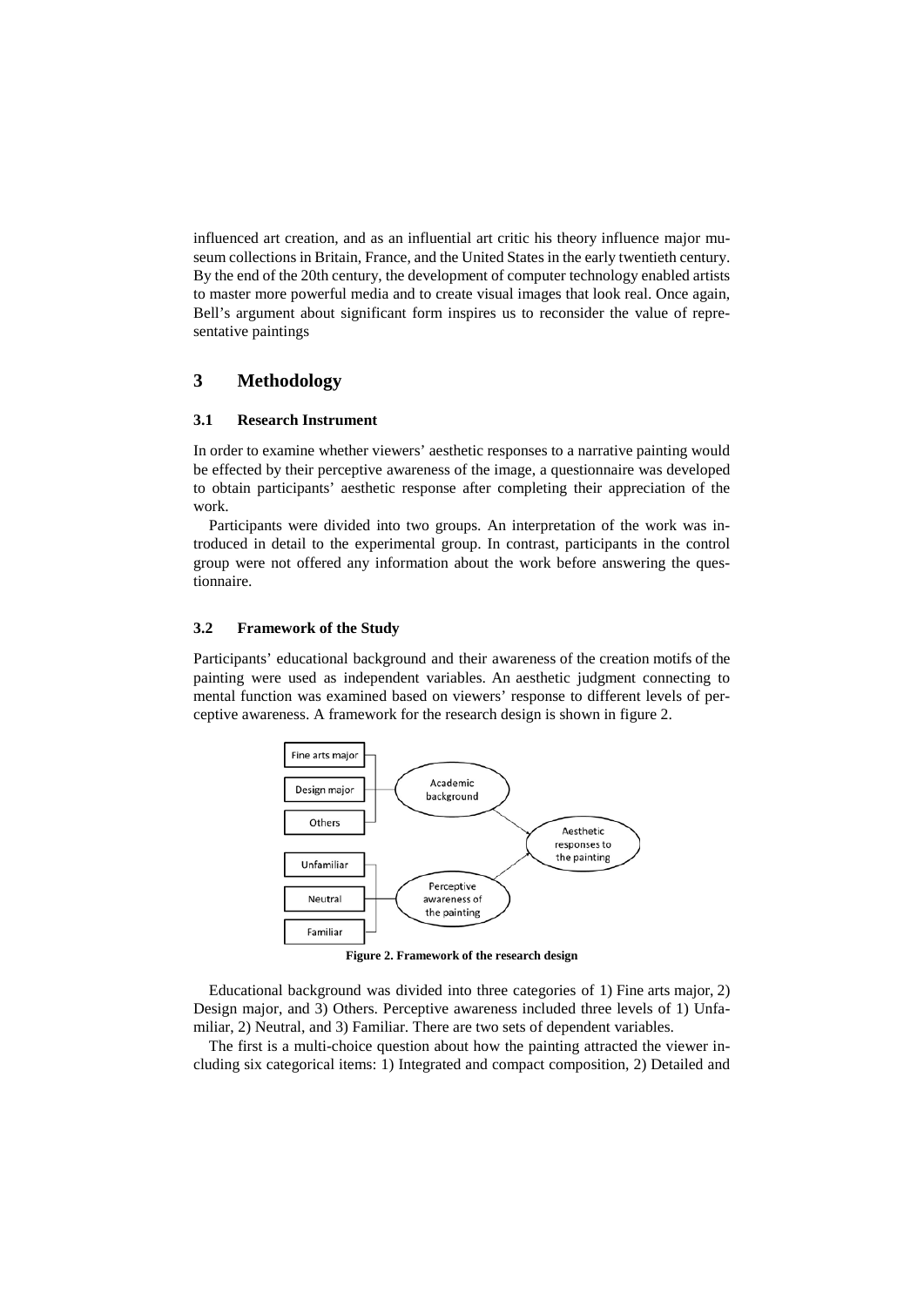influenced art creation, and as an influential art critic his theory influence major museum collections in Britain, France, and the United States in the early twentieth century. By the end of the 20th century, the development of computer technology enabled artists to master more powerful media and to create visual images that look real. Once again, Bell's argument about significant form inspires us to reconsider the value of representative paintings

## 3 Methodology

### 3.1 Research Instrument

In order to examine whether viewers' aesthetic responses to a narrative painting would be effected by their perceptive awareness of the image, a questionnaire was developed to obtain participants' aesthetic response after completing their appreciation of the work.

Participants were divided into two groups. An interpretation of the work was introduced in detail to the experimental group. In contrast, participants in the control group were not offered any information about the work before answering the questionnaire.

### 3.2 Framework of the Study

Participants' educational background and their awareness of the creation motifs of the painting were used as independent variables. An aesthetic judgment connecting to mental function was examined based on viewers' response to different levels of perceptive awareness. A framework for the research design is shown in figure 2.

Fine arts major
Design major
Others
Academic background
Aesthetic responses to the painting
Unfamiliar
Neutral
Familiar
Perceptive awareness of the painting

**Figure 2. Framework of the research design**

Educational background was divided into three categories of 1) Fine arts major, 2) Design major, and 3) Others. Perceptive awareness included three levels of 1) Unfamiliar, 2) Neutral, and 3) Familiar. There are two sets of dependent variables.

The first is a multi-choice question about how the painting attracted the viewer including six categorical items: 1) Integrated and compact composition, 2) Detailed and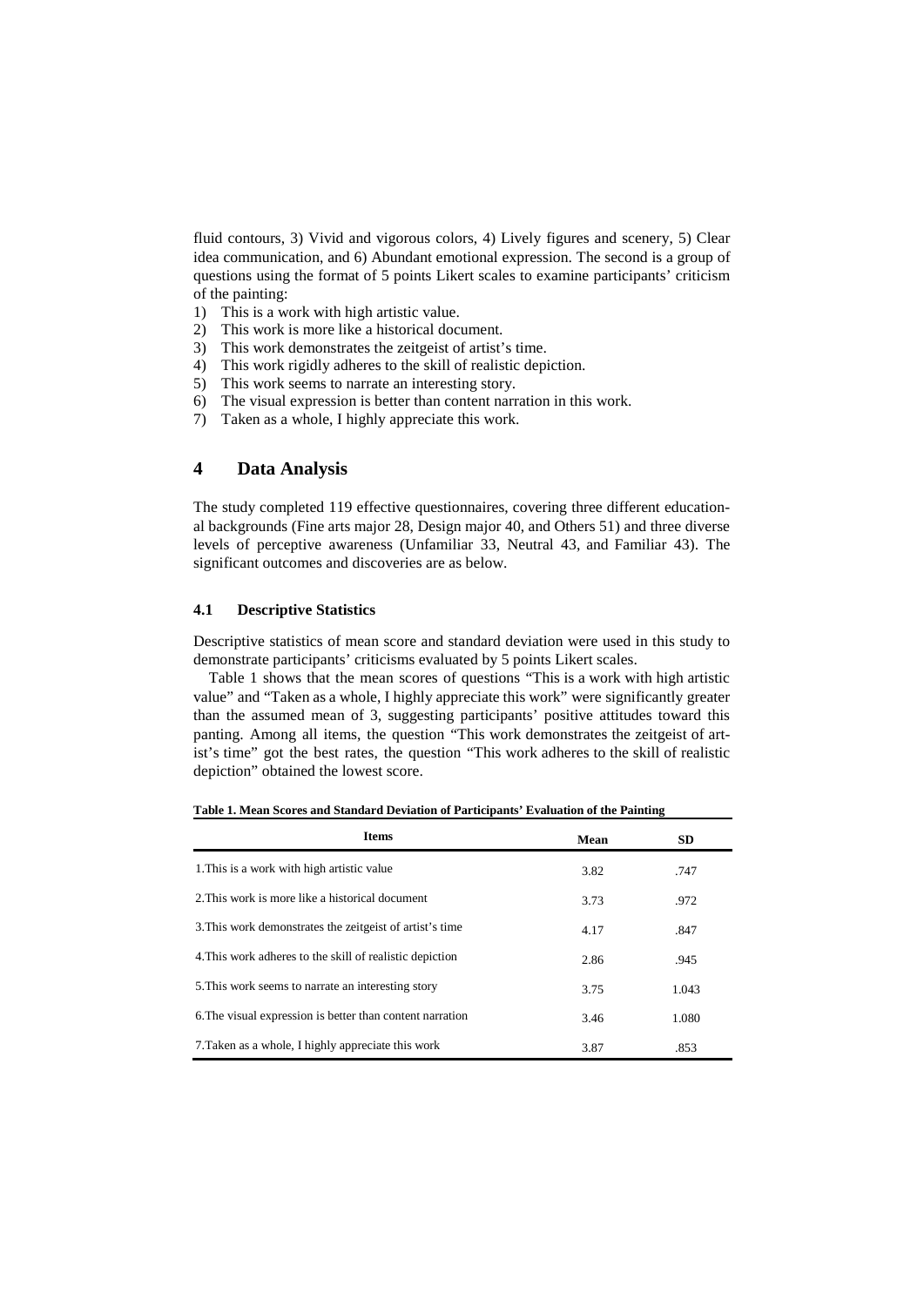fluid contours, 3) Vivid and vigorous colors, 4) Lively figures and scenery, 5) Clear idea communication, and 6) Abundant emotional expression. The second is a group of questions using the format of 5 points Likert scales to examine participants' criticism of the painting:

1) This is a work with high artistic value.
2) This work is more like a historical document.
3) This work demonstrates the zeitgeist of artist's time.
4) This work rigidly adheres to the skill of realistic depiction.
5) This work seems to narrate an interesting story.
6) The visual expression is better than content narration in this work.
7) Taken as a whole, I highly appreciate this work.

## 4 Data Analysis

The study completed 119 effective questionnaires, covering three different educational backgrounds (Fine arts major 28, Design major 40, and Others 51) and three diverse levels of perceptive awareness (Unfamiliar 33, Neutral 43, and Familiar 43). The significant outcomes and discoveries are as below.

### 4.1 Descriptive Statistics

Descriptive statistics of mean score and standard deviation were used in this study to demonstrate participants' criticisms evaluated by 5 points Likert scales.

Table 1 shows that the mean scores of questions "This is a work with high artistic value" and "Taken as a whole, I highly appreciate this work" were significantly greater than the assumed mean of 3, suggesting participants' positive attitudes toward this panting. Among all items, the question "This work demonstrates the zeitgeist of artist's time" got the best rates, the question "This work adheres to the skill of realistic depiction" obtained the lowest score.

**Table 1. Mean Scores and Standard Deviation of Participants' Evaluation of the Painting**

| Items | Mean | SD |
|---|---|---|
| 1.This is a work with high artistic value | 3.82 | .747 |
| 2.This work is more like a historical document | 3.73 | .972 |
| 3.This work demonstrates the zeitgeist of artist's time | 4.17 | .847 |
| 4.This work adheres to the skill of realistic depiction | 2.86 | .945 |
| 5.This work seems to narrate an interesting story | 3.75 | 1.043 |
| 6.The visual expression is better than content narration | 3.46 | 1.080 |
| 7.Taken as a whole, I highly appreciate this work | 3.87 | .853 |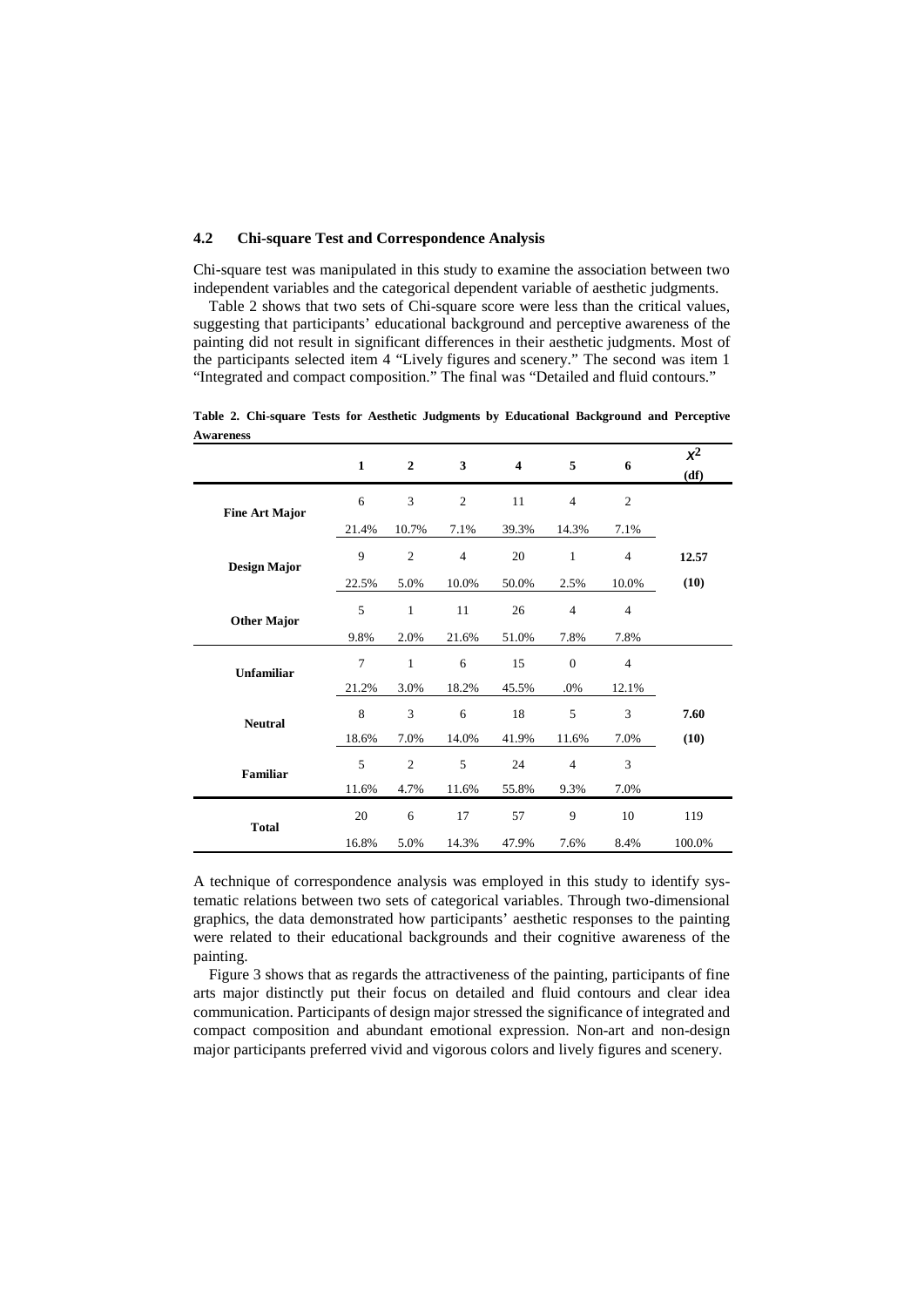### 4.2 Chi-square Test and Correspondence Analysis

Chi-square test was manipulated in this study to examine the association between two independent variables and the categorical dependent variable of aesthetic judgments.

Table 2 shows that two sets of Chi-square score were less than the critical values, suggesting that participants' educational background and perceptive awareness of the painting did not result in significant differences in their aesthetic judgments. Most of the participants selected item 4 "Lively figures and scenery." The second was item 1 "Integrated and compact composition." The final was "Detailed and fluid contours."

**Table 2. Chi-square Tests for Aesthetic Judgments by Educational Background and Perceptive Awareness**

| | 1 | 2 | 3 | 4 | 5 | 6 | $x^2$ (df) |
|---|---|---|---|---|---|---|---|
| **Fine Art Major** | 6 | 3 | 2 | 11 | 4 | 2 | |
| | 21.4% | 10.7% | 7.1% | 39.3% | 14.3% | 7.1% | |
| **Design Major** | 9 | 2 | 4 | 20 | 1 | 4 | **12.57** |
| | 22.5% | 5.0% | 10.0% | 50.0% | 2.5% | 10.0% | **(10)** |
| **Other Major** | 5 | 1 | 11 | 26 | 4 | 4 | |
| | 9.8% | 2.0% | 21.6% | 51.0% | 7.8% | 7.8% | |
| **Unfamiliar** | 7 | 1 | 6 | 15 | 0 | 4 | |
| | 21.2% | 3.0% | 18.2% | 45.5% | .0% | 12.1% | |
| **Neutral** | 8 | 3 | 6 | 18 | 5 | 3 | **7.60** |
| | 18.6% | 7.0% | 14.0% | 41.9% | 11.6% | 7.0% | **(10)** |
| **Familiar** | 5 | 2 | 5 | 24 | 4 | 3 | |
| | 11.6% | 4.7% | 11.6% | 55.8% | 9.3% | 7.0% | |
| **Total** | 20 | 6 | 17 | 57 | 9 | 10 | 119 |
| | 16.8% | 5.0% | 14.3% | 47.9% | 7.6% | 8.4% | 100.0% |

A technique of correspondence analysis was employed in this study to identify systematic relations between two sets of categorical variables. Through two-dimensional graphics, the data demonstrated how participants' aesthetic responses to the painting were related to their educational backgrounds and their cognitive awareness of the painting.

Figure 3 shows that as regards the attractiveness of the painting, participants of fine arts major distinctly put their focus on detailed and fluid contours and clear idea communication. Participants of design major stressed the significance of integrated and compact composition and abundant emotional expression. Non-art and non-design major participants preferred vivid and vigorous colors and lively figures and scenery.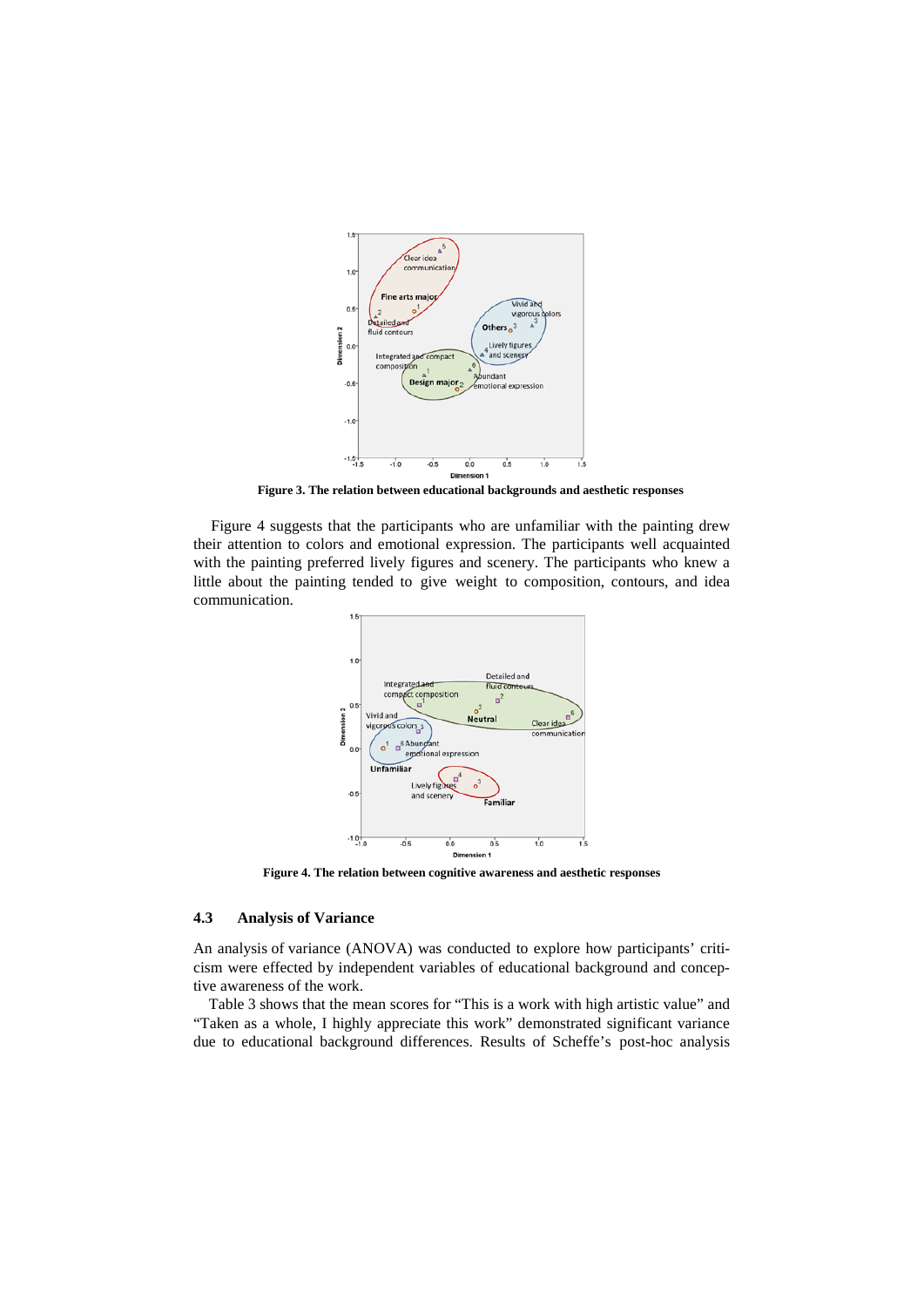**Figure 3. The relation between educational backgrounds and aesthetic responses**

Figure 4 suggests that the participants who are unfamiliar with the painting drew their attention to colors and emotional expression. The participants well acquainted with the painting preferred lively figures and scenery. The participants who knew a little about the painting tended to give weight to composition, contours, and idea communication.

**Figure 4. The relation between cognitive awareness and aesthetic responses**

### 4.3 Analysis of Variance

An analysis of variance (ANOVA) was conducted to explore how participants' criticism were effected by independent variables of educational background and conceptive awareness of the work.

Table 3 shows that the mean scores for "This is a work with high artistic value" and "Taken as a whole, I highly appreciate this work" demonstrated significant variance due to educational background differences. Results of Scheffe's post-hoc analysis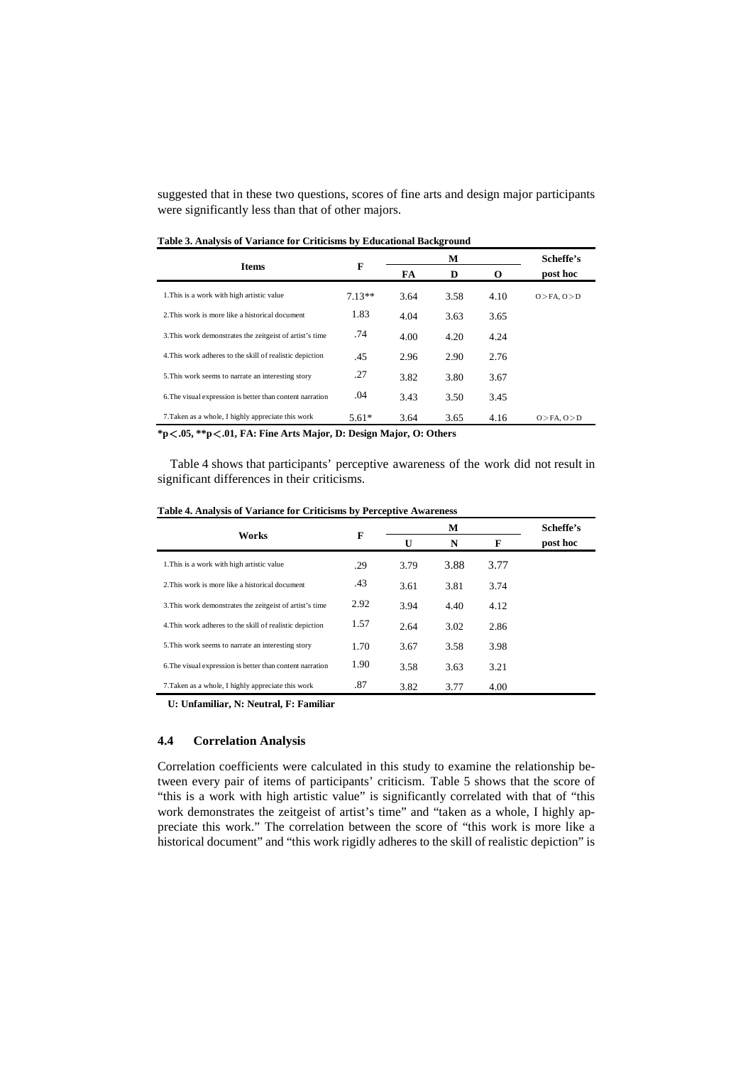suggested that in these two questions, scores of fine arts and design major participants were significantly less than that of other majors.

**Table 3. Analysis of Variance for Criticisms by Educational Background**

| Items | F | M | | | Scheffe's post hoc |
|---|---|---|---|---|---|
| | | FA | D | O | |
| 1.This is a work with high artistic value | 7.13** | 3.64 | 3.58 | 4.10 | O＞FA, O＞D |
| 2.This work is more like a historical document | 1.83 | 4.04 | 3.63 | 3.65 | |
| 3.This work demonstrates the zeitgeist of artist's time | .74 | 4.00 | 4.20 | 4.24 | |
| 4.This work adheres to the skill of realistic depiction | .45 | 2.96 | 2.90 | 2.76 | |
| 5.This work seems to narrate an interesting story | .27 | 3.82 | 3.80 | 3.67 | |
| 6.The visual expression is better than content narration | .04 | 3.43 | 3.50 | 3.45 | |
| 7.Taken as a whole, I highly appreciate this work | 5.61* | 3.64 | 3.65 | 4.16 | O＞FA, O＞D |

**$^*p < .05$, $^{**}p < .01$, FA: Fine Arts Major, D: Design Major, O: Others**

Table 4 shows that participants' perceptive awareness of the work did not result in significant differences in their criticisms.

**Table 4. Analysis of Variance for Criticisms by Perceptive Awareness**

| Works | F | M | | | Scheffe's post hoc |
|---|---|---|---|---|---|
| | | U | N | F | |
| 1.This is a work with high artistic value | .29 | 3.79 | 3.88 | 3.77 | |
| 2.This work is more like a historical document | .43 | 3.61 | 3.81 | 3.74 | |
| 3.This work demonstrates the zeitgeist of artist's time | 2.92 | 3.94 | 4.40 | 4.12 | |
| 4.This work adheres to the skill of realistic depiction | 1.57 | 2.64 | 3.02 | 2.86 | |
| 5.This work seems to narrate an interesting story | 1.70 | 3.67 | 3.58 | 3.98 | |
| 6.The visual expression is better than content narration | 1.90 | 3.58 | 3.63 | 3.21 | |
| 7.Taken as a whole, I highly appreciate this work | .87 | 3.82 | 3.77 | 4.00 | |

**U: Unfamiliar, N: Neutral, F: Familiar**

### 4.4 Correlation Analysis

Correlation coefficients were calculated in this study to examine the relationship between every pair of items of participants' criticism. Table 5 shows that the score of "this is a work with high artistic value" is significantly correlated with that of "this work demonstrates the zeitgeist of artist's time" and "taken as a whole, I highly appreciate this work." The correlation between the score of "this work is more like a historical document" and "this work rigidly adheres to the skill of realistic depiction" is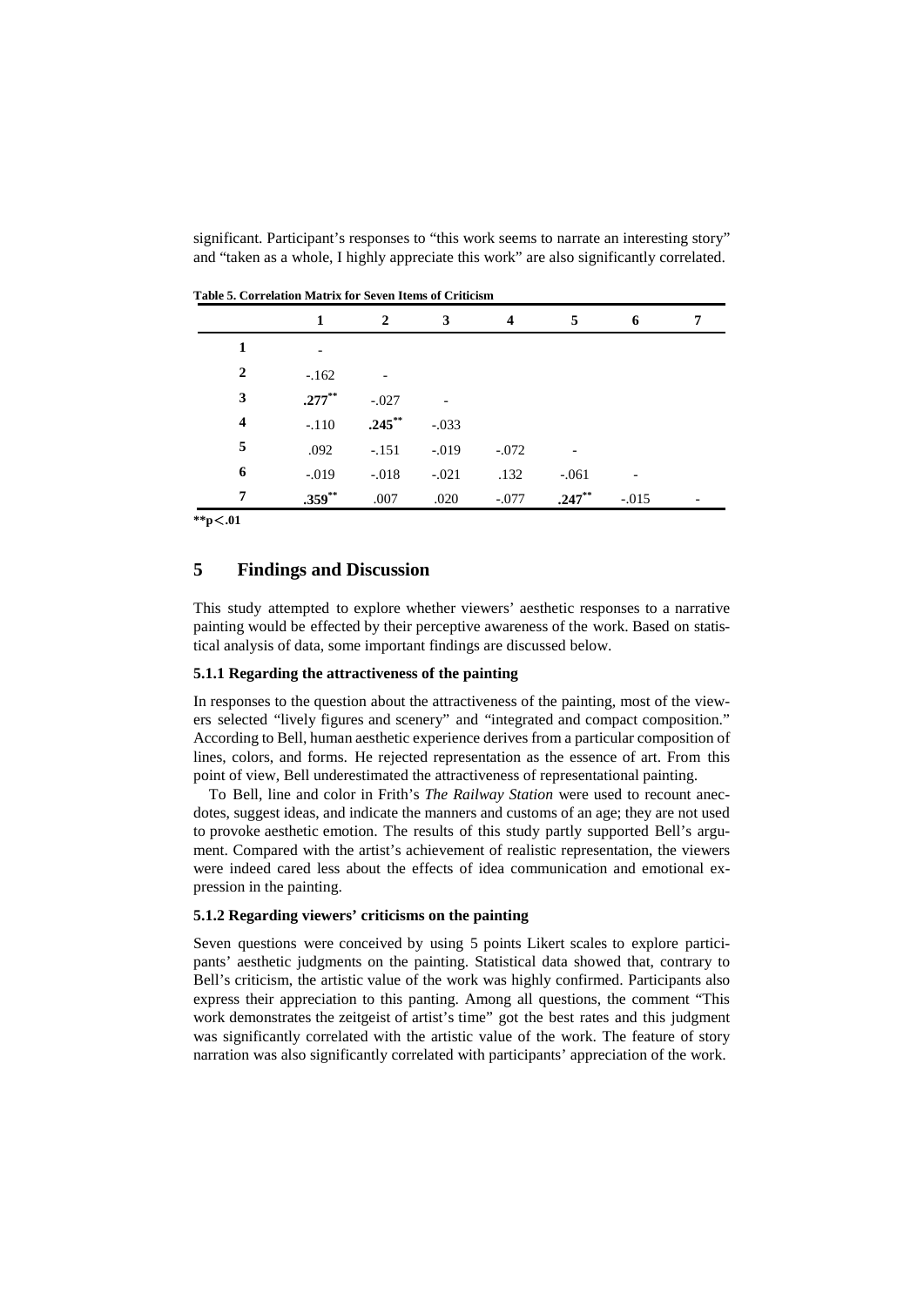significant. Participant's responses to "this work seems to narrate an interesting story" and "taken as a whole, I highly appreciate this work" are also significantly correlated.

**Table 5. Correlation Matrix for Seven Items of Criticism**

| | 1 | 2 | 3 | 4 | 5 | 6 | 7 |
|---|---|---|---|---|---|---|---|
| **1** | - | | | | | | |
| **2** | -.162 | - | | | | | |
| **3** | **.277**$^{**}$ | -.027 | - | | | | |
| **4** | -.110 | **.245**$^{**}$ | -.033 | | | | |
| **5** | .092 | -.151 | -.019 | -.072 | - | | |
| **6** | -.019 | -.018 | -.021 | .132 | -.061 | - | |
| **7** | **.359**$^{**}$ | .007 | .020 | -.077 | **.247**$^{**}$ | -.015 | - |

**$^{**}p < .01$**

## 5 Findings and Discussion

This study attempted to explore whether viewers' aesthetic responses to a narrative painting would be effected by their perceptive awareness of the work. Based on statistical analysis of data, some important findings are discussed below.

### 5.1.1 Regarding the attractiveness of the painting

In responses to the question about the attractiveness of the painting, most of the viewers selected "lively figures and scenery" and "integrated and compact composition." According to Bell, human aesthetic experience derives from a particular composition of lines, colors, and forms. He rejected representation as the essence of art. From this point of view, Bell underestimated the attractiveness of representational painting.

To Bell, line and color in Frith's *The Railway Station* were used to recount anecdotes, suggest ideas, and indicate the manners and customs of an age; they are not used to provoke aesthetic emotion. The results of this study partly supported Bell's argument. Compared with the artist's achievement of realistic representation, the viewers were indeed cared less about the effects of idea communication and emotional expression in the painting.

### 5.1.2 Regarding viewers' criticisms on the painting

Seven questions were conceived by using 5 points Likert scales to explore participants' aesthetic judgments on the painting. Statistical data showed that, contrary to Bell's criticism, the artistic value of the work was highly confirmed. Participants also express their appreciation to this panting. Among all questions, the comment "This work demonstrates the zeitgeist of artist's time" got the best rates and this judgment was significantly correlated with the artistic value of the work. The feature of story narration was also significantly correlated with participants' appreciation of the work.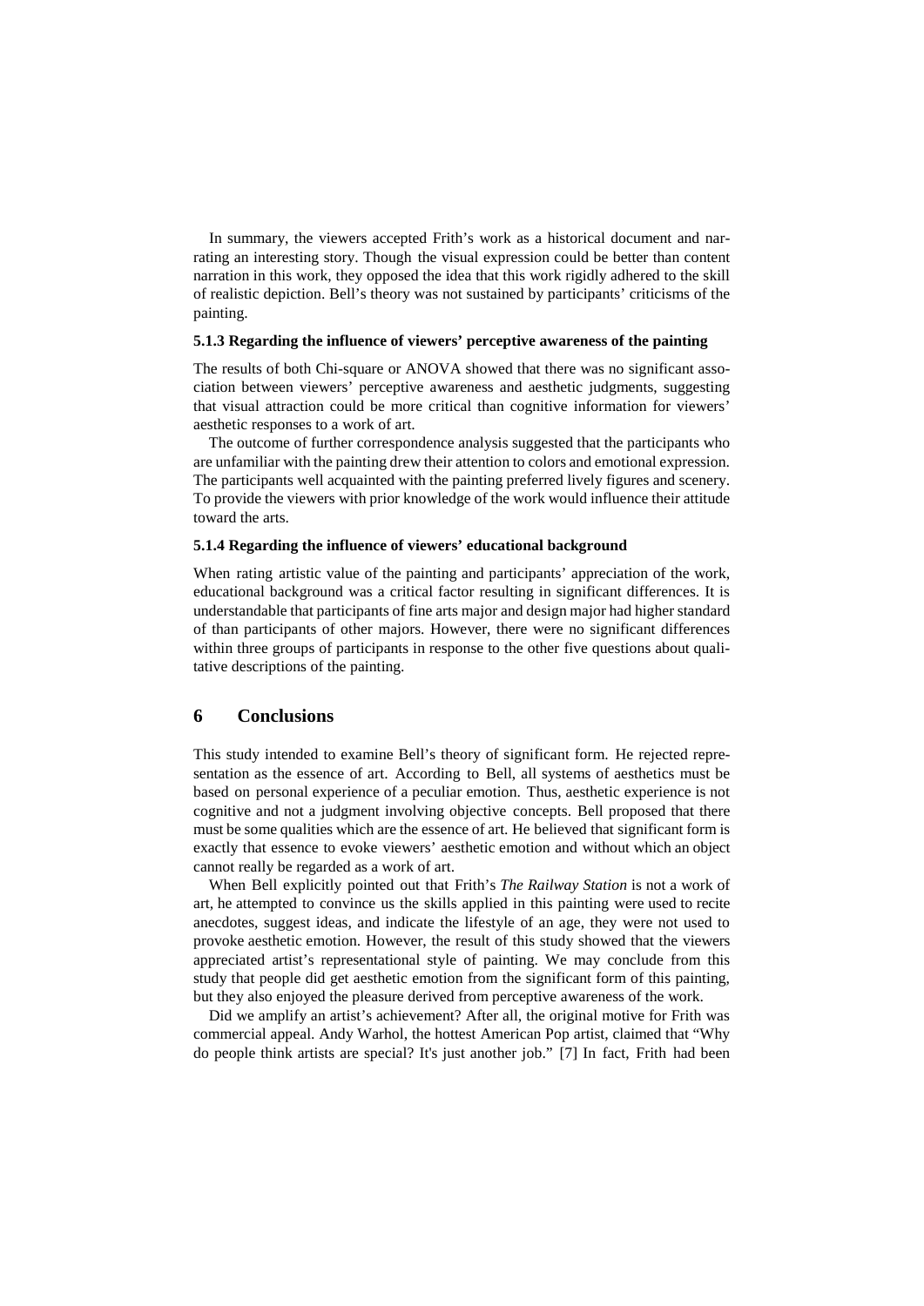In summary, the viewers accepted Frith's work as a historical document and narrating an interesting story. Though the visual expression could be better than content narration in this work, they opposed the idea that this work rigidly adhered to the skill of realistic depiction. Bell's theory was not sustained by participants' criticisms of the painting.

#### 5.1.3 Regarding the influence of viewers' perceptive awareness of the painting

The results of both Chi-square or ANOVA showed that there was no significant association between viewers' perceptive awareness and aesthetic judgments, suggesting that visual attraction could be more critical than cognitive information for viewers' aesthetic responses to a work of art.

The outcome of further correspondence analysis suggested that the participants who are unfamiliar with the painting drew their attention to colors and emotional expression. The participants well acquainted with the painting preferred lively figures and scenery. To provide the viewers with prior knowledge of the work would influence their attitude toward the arts.

#### 5.1.4 Regarding the influence of viewers' educational background

When rating artistic value of the painting and participants' appreciation of the work, educational background was a critical factor resulting in significant differences. It is understandable that participants of fine arts major and design major had higher standard of than participants of other majors. However, there were no significant differences within three groups of participants in response to the other five questions about qualitative descriptions of the painting.

## 6 Conclusions

This study intended to examine Bell's theory of significant form. He rejected representation as the essence of art. According to Bell, all systems of aesthetics must be based on personal experience of a peculiar emotion. Thus, aesthetic experience is not cognitive and not a judgment involving objective concepts. Bell proposed that there must be some qualities which are the essence of art. He believed that significant form is exactly that essence to evoke viewers' aesthetic emotion and without which an object cannot really be regarded as a work of art.

When Bell explicitly pointed out that Frith's *The Railway Station* is not a work of art, he attempted to convince us the skills applied in this painting were used to recite anecdotes, suggest ideas, and indicate the lifestyle of an age, they were not used to provoke aesthetic emotion. However, the result of this study showed that the viewers appreciated artist's representational style of painting. We may conclude from this study that people did get aesthetic emotion from the significant form of this painting, but they also enjoyed the pleasure derived from perceptive awareness of the work.

Did we amplify an artist's achievement? After all, the original motive for Frith was commercial appeal. Andy Warhol, the hottest American Pop artist, claimed that "Why do people think artists are special? It's just another job." [7] In fact, Frith had been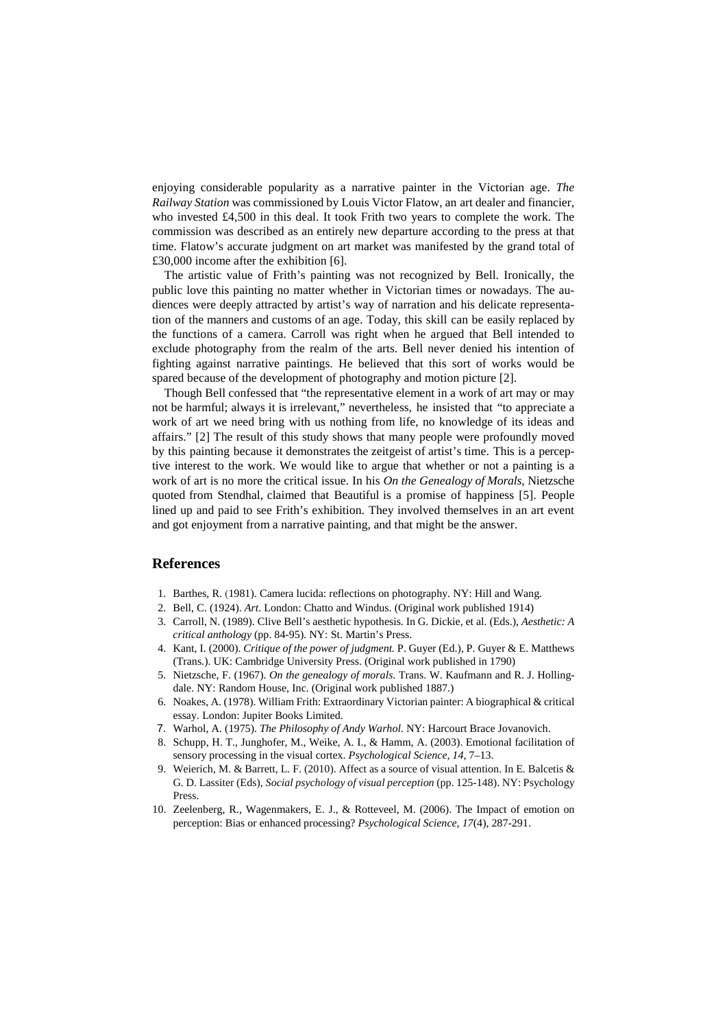enjoying considerable popularity as a narrative painter in the Victorian age. *The Railway Station* was commissioned by Louis Victor Flatow, an art dealer and financier, who invested £4,500 in this deal. It took Frith two years to complete the work. The commission was described as an entirely new departure according to the press at that time. Flatow's accurate judgment on art market was manifested by the grand total of £30,000 income after the exhibition [6].

The artistic value of Frith's painting was not recognized by Bell. Ironically, the public love this painting no matter whether in Victorian times or nowadays. The audiences were deeply attracted by artist's way of narration and his delicate representation of the manners and customs of an age. Today, this skill can be easily replaced by the functions of a camera. Carroll was right when he argued that Bell intended to exclude photography from the realm of the arts. Bell never denied his intention of fighting against narrative paintings. He believed that this sort of works would be spared because of the development of photography and motion picture [2].

Though Bell confessed that "the representative element in a work of art may or may not be harmful; always it is irrelevant," nevertheless, he insisted that "to appreciate a work of art we need bring with us nothing from life, no knowledge of its ideas and affairs." [2] The result of this study shows that many people were profoundly moved by this painting because it demonstrates the zeitgeist of artist's time. This is a perceptive interest to the work. We would like to argue that whether or not a painting is a work of art is no more the critical issue. In his *On the Genealogy of Morals*, Nietzsche quoted from Stendhal, claimed that Beautiful is a promise of happiness [5]. People lined up and paid to see Frith's exhibition. They involved themselves in an art event and got enjoyment from a narrative painting, and that might be the answer.

## References

1. Barthes, R. (1981). Camera lucida: reflections on photography. NY: Hill and Wang.
2. Bell, C. (1924). *Art*. London: Chatto and Windus. (Original work published 1914)
3. Carroll, N. (1989). Clive Bell's aesthetic hypothesis. In G. Dickie, et al. (Eds.), *Aesthetic: A critical anthology* (pp. 84-95). NY: St. Martin's Press.
4. Kant, I. (2000). *Critique of the power of judgment.* P. Guyer (Ed.), P. Guyer & E. Matthews (Trans.). UK: Cambridge University Press. (Original work published in 1790)
5. Nietzsche, F. (1967). *On the genealogy of morals*. Trans. W. Kaufmann and R. J. Hollingdale. NY: Random House, Inc. (Original work published 1887.)
6. Noakes, A. (1978). William Frith: Extraordinary Victorian painter: A biographical & critical essay. London: Jupiter Books Limited.
7. Warhol, A. (1975). *The Philosophy of Andy Warhol.* NY: Harcourt Brace Jovanovich.
8. Schupp, H. T., Junghofer, M., Weike, A. I., & Hamm, A. (2003). Emotional facilitation of sensory processing in the visual cortex. *Psychological Science, 14*, 7–13.
9. Weierich, M. & Barrett, L. F. (2010). Affect as a source of visual attention. In E. Balcetis & G. D. Lassiter (Eds), *Social psychology of visual perception* (pp. 125-148). NY: Psychology Press.
10. Zeelenberg, R., Wagenmakers, E. J., & Rotteveel, M. (2006). The Impact of emotion on perception: Bias or enhanced processing? *Psychological Science, 17*(4), 287-291.